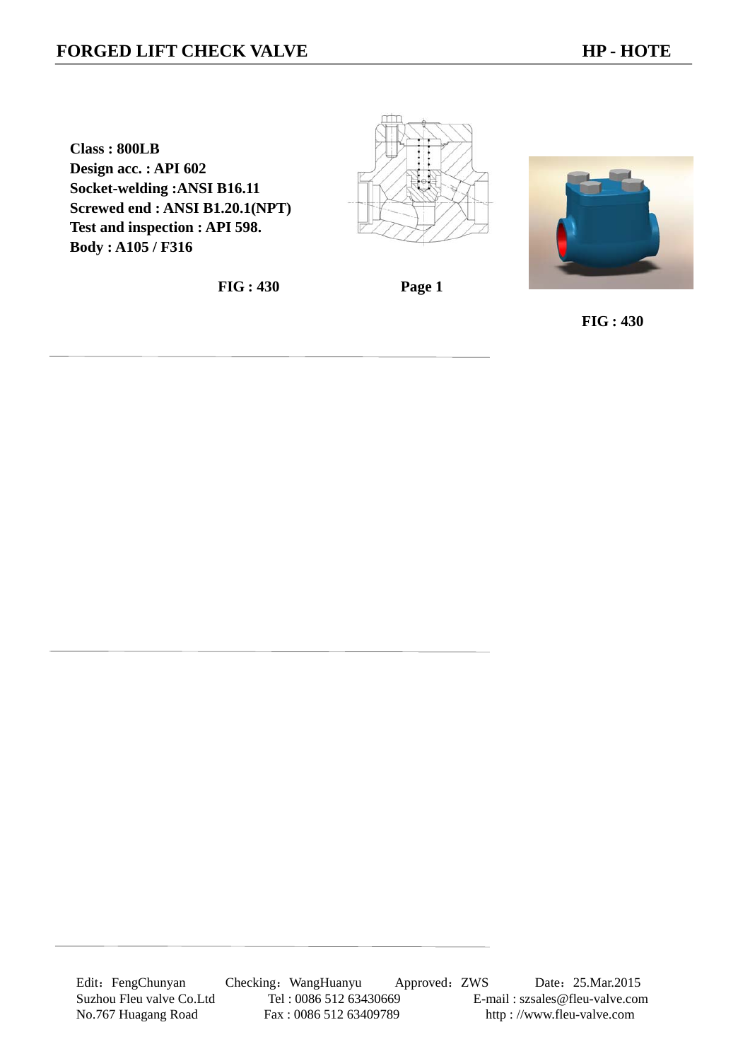# FORGED LIFT CHECK VALVE

**HP - HOTE**

**Class : 800LB**
**Design acc. : API 602**
**Socket-welding :ANSI B16.11**
**Screwed end : ANSI B1.20.1(NPT)**
**Test and inspection : API 598.**
**Body : A105 / F316**

**FIG : 430**

**FIG : 430**

Edit：FengChunyan　Checking：WangHuanyu　Approved：ZWS　Date：25.Mar.2015

Suzhou Fleu valve Co.Ltd　Tel : 0086 512 63430669　E-mail : szsales@fleu-valve.com

No.767 Huagang Road　Fax : 0086 512 63409789　http : //www.fleu-valve.com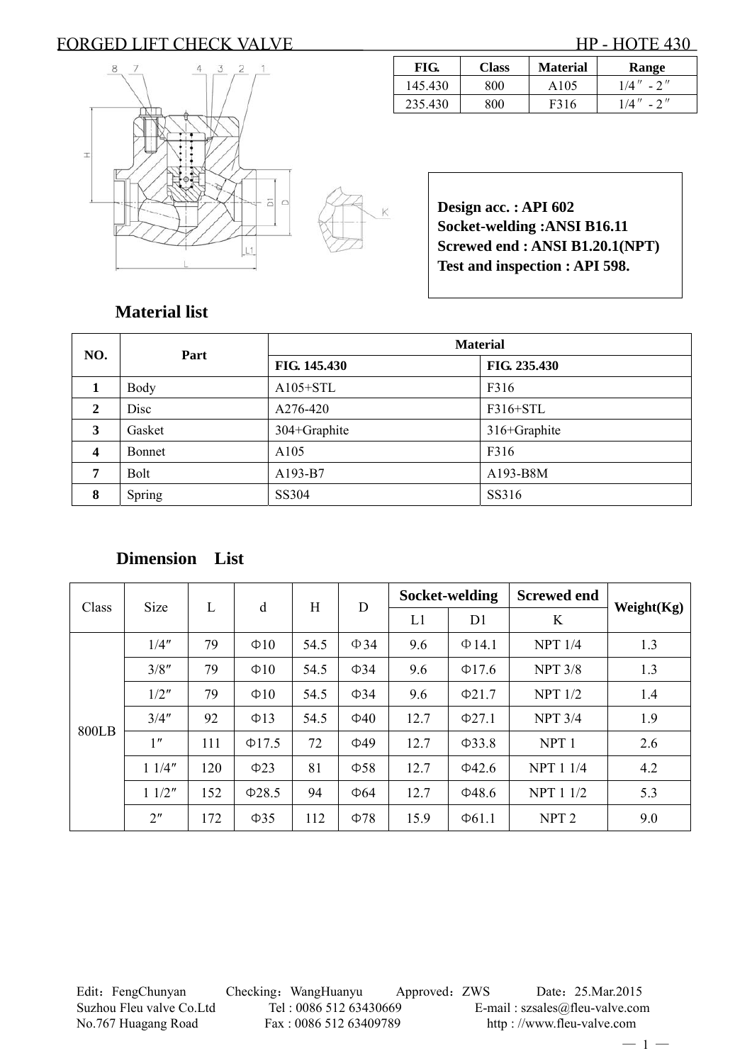# FORGED LIFT CHECK VALVE HP - HOTE 430

| FIG. | Class | Material | Range |
|---|---|---|---|
| 145.430 | 800 | A105 | 1/4″ - 2″ |
| 235.430 | 800 | F316 | 1/4″ - 2″ |

**Design acc. : API 602**
**Socket-welding :ANSI B16.11**
**Screwed end : ANSI B1.20.1(NPT)**
**Test and inspection : API 598.**

## Material list

| NO. | Part | Material | |
|---|---|---|---|
| | | FIG. 145.430 | FIG. 235.430 |
| 1 | Body | A105+STL | F316 |
| 2 | Disc | A276-420 | F316+STL |
| 3 | Gasket | 304+Graphite | 316+Graphite |
| 4 | Bonnet | A105 | F316 |
| 7 | Bolt | A193-B7 | A193-B8M |
| 8 | Spring | SS304 | SS316 |

## Dimension List

| Class | Size | L | d | H | D | Socket-welding | | Screwed end | Weight(Kg) |
|---|---|---|---|---|---|---|---|---|---|
| | | | | | | L1 | D1 | K | |
| 800LB | 1/4″ | 79 | Φ10 | 54.5 | Φ34 | 9.6 | Φ14.1 | NPT 1/4 | 1.3 |
| | 3/8″ | 79 | Φ10 | 54.5 | Φ34 | 9.6 | Φ17.6 | NPT 3/8 | 1.3 |
| | 1/2″ | 79 | Φ10 | 54.5 | Φ34 | 9.6 | Φ21.7 | NPT 1/2 | 1.4 |
| | 3/4″ | 92 | Φ13 | 54.5 | Φ40 | 12.7 | Φ27.1 | NPT 3/4 | 1.9 |
| | 1″ | 111 | Φ17.5 | 72 | Φ49 | 12.7 | Φ33.8 | NPT 1 | 2.6 |
| | 1 1/4″ | 120 | Φ23 | 81 | Φ58 | 12.7 | Φ42.6 | NPT 1 1/4 | 4.2 |
| | 1 1/2″ | 152 | Φ28.5 | 94 | Φ64 | 12.7 | Φ48.6 | NPT 1 1/2 | 5.3 |
| | 2″ | 172 | Φ35 | 112 | Φ78 | 15.9 | Φ61.1 | NPT 2 | 9.0 |

Edit：FengChunyan Checking：WangHuanyu Approved：ZWS Date：25.Mar.2015
Suzhou Fleu valve Co.Ltd Tel : 0086 512 63430669 E-mail : szsales@fleu-valve.com
No.767 Huagang Road Fax : 0086 512 63409789 http : //www.fleu-valve.com